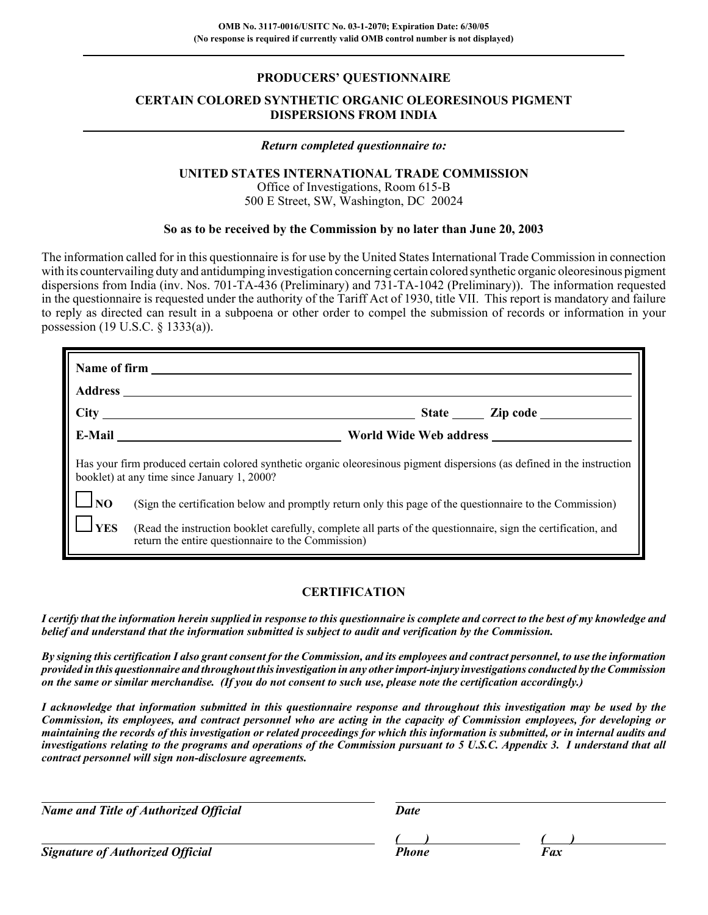OMB No. 3117-0016/USITC No. 03-1-2070; Expiration Date: 6/30/05
(No response is required if currently valid OMB control number is not displayed)

# PRODUCERS' QUESTIONNAIRE

## CERTAIN COLORED SYNTHETIC ORGANIC OLEORESINOUS PIGMENT DISPERSIONS FROM INDIA

*Return completed questionnaire to:*

**UNITED STATES INTERNATIONAL TRADE COMMISSION**
Office of Investigations, Room 615-B
500 E Street, SW, Washington, DC 20024

**So as to be received by the Commission by no later than June 20, 2003**

The information called for in this questionnaire is for use by the United States International Trade Commission in connection with its countervailing duty and antidumping investigation concerning certain colored synthetic organic oleoresinous pigment dispersions from India (inv. Nos. 701-TA-436 (Preliminary) and 731-TA-1042 (Preliminary)). The information requested in the questionnaire is requested under the authority of the Tariff Act of 1930, title VII. This report is mandatory and failure to reply as directed can result in a subpoena or other order to compel the submission of records or information in your possession (19 U.S.C. § 1333(a)).

**Name of firm** ____________________

**Address** ____________________

**City** ____________________ **State** _____ **Zip code** __________

**E-Mail** ____________________ **World Wide Web address** ____________________

Has your firm produced certain colored synthetic organic oleoresinous pigment dispersions (as defined in the instruction booklet) at any time since January 1, 2000?

☐ **NO** (Sign the certification below and promptly return only this page of the questionnaire to the Commission)

☐ **YES** (Read the instruction booklet carefully, complete all parts of the questionnaire, sign the certification, and return the entire questionnaire to the Commission)

## CERTIFICATION

***I certify that the information herein supplied in response to this questionnaire is complete and correct to the best of my knowledge and belief and understand that the information submitted is subject to audit and verification by the Commission.***

***By signing this certification I also grant consent for the Commission, and its employees and contract personnel, to use the information provided in this questionnaire and throughout this investigation in any other import-injury investigations conducted by the Commission on the same or similar merchandise. (If you do not consent to such use, please note the certification accordingly.)***

***I acknowledge that information submitted in this questionnaire response and throughout this investigation may be used by the Commission, its employees, and contract personnel who are acting in the capacity of Commission employees, for developing or maintaining the records of this investigation or related proceedings for which this information is submitted, or in internal audits and investigations relating to the programs and operations of the Commission pursuant to 5 U.S.C. Appendix 3. I understand that all contract personnel will sign non-disclosure agreements.***

____________________ ____________________
***Name and Title of Authorized Official*** ***Date***

____________________ ( ) __________ ( ) __________
***Signature of Authorized Official*** ***Phone*** ***Fax***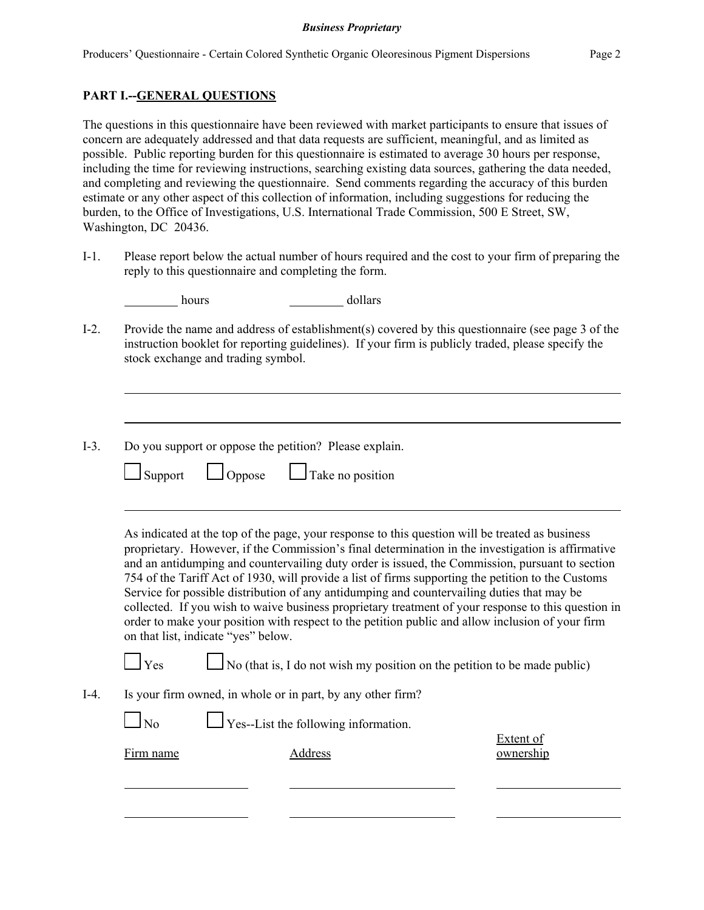## PART I.--GENERAL QUESTIONS

The questions in this questionnaire have been reviewed with market participants to ensure that issues of concern are adequately addressed and that data requests are sufficient, meaningful, and as limited as possible. Public reporting burden for this questionnaire is estimated to average 30 hours per response, including the time for reviewing instructions, searching existing data sources, gathering the data needed, and completing and reviewing the questionnaire. Send comments regarding the accuracy of this burden estimate or any other aspect of this collection of information, including suggestions for reducing the burden, to the Office of Investigations, U.S. International Trade Commission, 500 E Street, SW, Washington, DC 20436.

I-1. Please report below the actual number of hours required and the cost to your firm of preparing the reply to this questionnaire and completing the form.

_________ hours _________ dollars

I-2. Provide the name and address of establishment(s) covered by this questionnaire (see page 3 of the instruction booklet for reporting guidelines). If your firm is publicly traded, please specify the stock exchange and trading symbol.

______________________________________________________________________

______________________________________________________________________

I-3. Do you support or oppose the petition? Please explain.

☐ Support ☐ Oppose ☐ Take no position

______________________________________________________________________

As indicated at the top of the page, your response to this question will be treated as business proprietary. However, if the Commission's final determination in the investigation is affirmative and an antidumping and countervailing duty order is issued, the Commission, pursuant to section 754 of the Tariff Act of 1930, will provide a list of firms supporting the petition to the Customs Service for possible distribution of any antidumping and countervailing duties that may be collected. If you wish to waive business proprietary treatment of your response to this question in order to make your position with respect to the petition public and allow inclusion of your firm on that list, indicate "yes" below.

☐ Yes ☐ No (that is, I do not wish my position on the petition to be made public)

I-4. Is your firm owned, in whole or in part, by any other firm?

☐ No ☐ Yes--List the following information.

| Firm name | Address | Extent of ownership |
|---|---|---|
| | | |
| | | |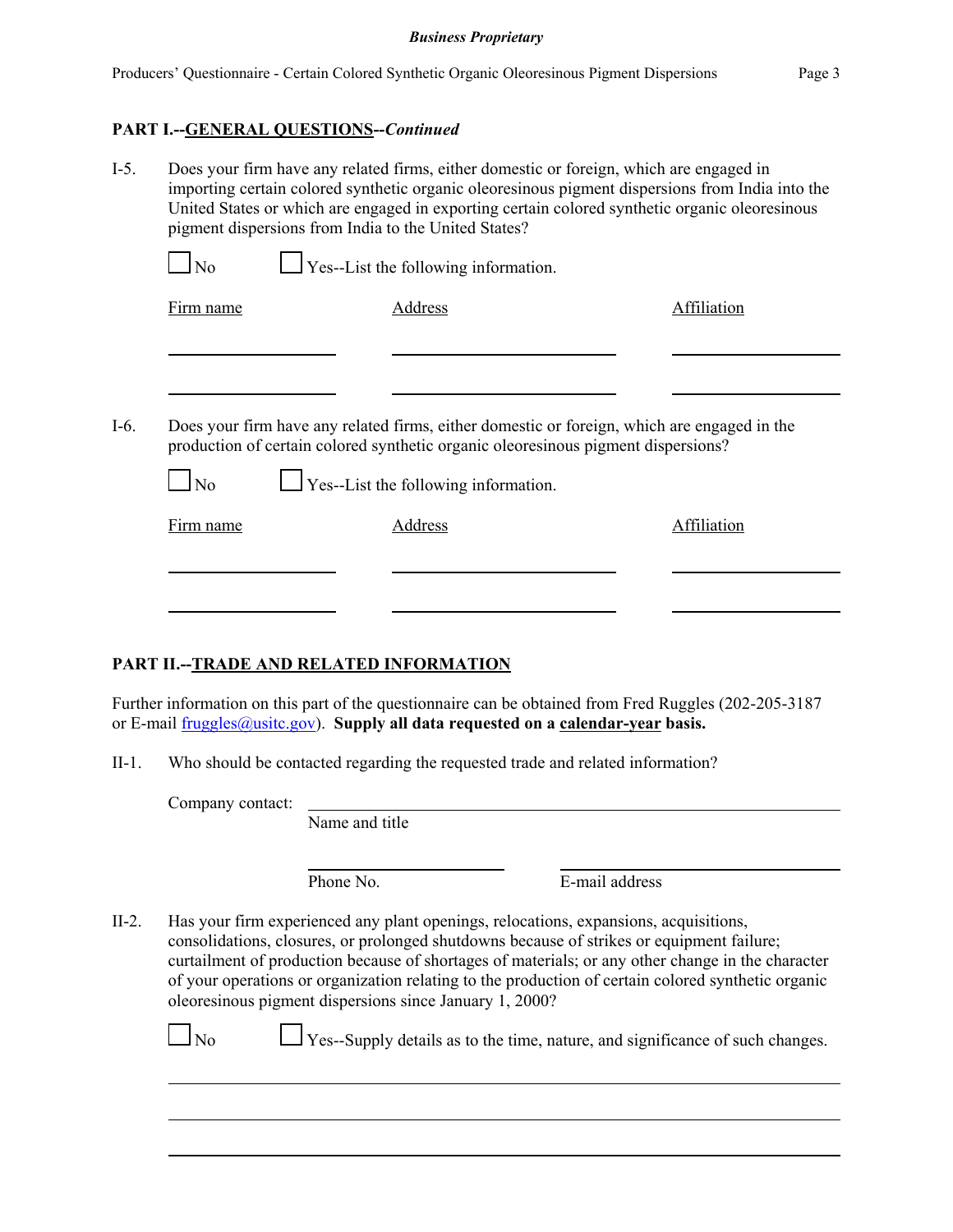**PART I.--GENERAL QUESTIONS--*Continued***

I-5. Does your firm have any related firms, either domestic or foreign, which are engaged in importing certain colored synthetic organic oleoresinous pigment dispersions from India into the United States or which are engaged in exporting certain colored synthetic organic oleoresinous pigment dispersions from India to the United States?

☐ No ☐ Yes--List the following information.

| Firm name | Address | Affiliation |
|---|---|---|
| | | |
| | | |

I-6. Does your firm have any related firms, either domestic or foreign, which are engaged in the production of certain colored synthetic organic oleoresinous pigment dispersions?

☐ No ☐ Yes--List the following information.

| Firm name | Address | Affiliation |
|---|---|---|
| | | |
| | | |

**PART II.--TRADE AND RELATED INFORMATION**

Further information on this part of the questionnaire can be obtained from Fred Ruggles (202-205-3187 or E-mail fruggles@usitc.gov). **Supply all data requested on a calendar-year basis.**

II-1. Who should be contacted regarding the requested trade and related information?

Company contact: ______________________________
Name and title

______________ ______________
Phone No. E-mail address

II-2. Has your firm experienced any plant openings, relocations, expansions, acquisitions, consolidations, closures, or prolonged shutdowns because of strikes or equipment failure; curtailment of production because of shortages of materials; or any other change in the character of your operations or organization relating to the production of certain colored synthetic organic oleoresinous pigment dispersions since January 1, 2000?

☐ No ☐ Yes--Supply details as to the time, nature, and significance of such changes.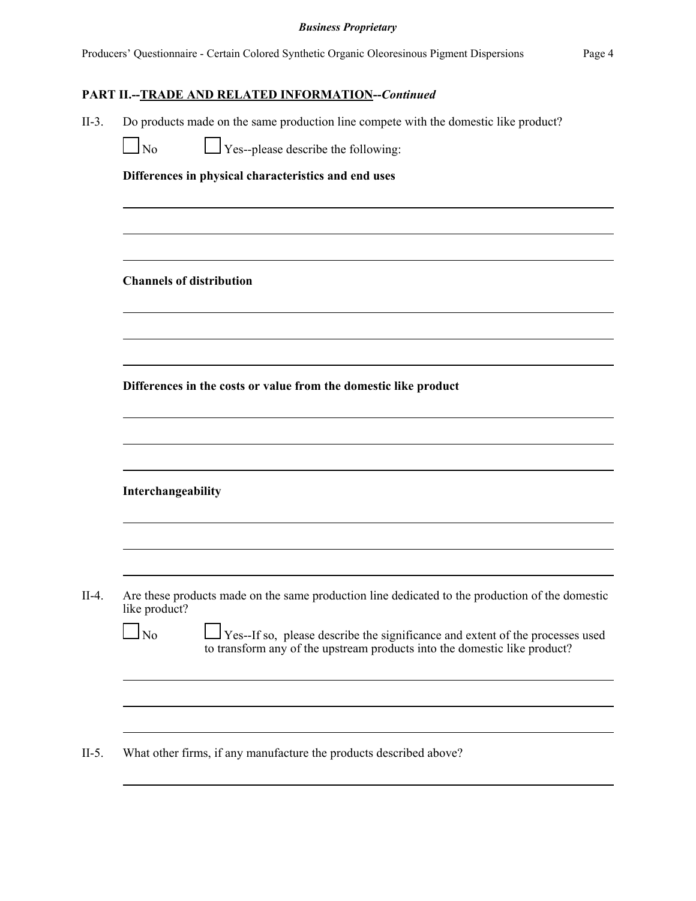## PART II.--TRADE AND RELATED INFORMATION--*Continued*

II-3. Do products made on the same production line compete with the domestic like product?

☐ No ☐ Yes--please describe the following:

**Differences in physical characteristics and end uses**

______________________________________________________________________

______________________________________________________________________

______________________________________________________________________

**Channels of distribution**

______________________________________________________________________

______________________________________________________________________

______________________________________________________________________

**Differences in the costs or value from the domestic like product**

______________________________________________________________________

______________________________________________________________________

______________________________________________________________________

**Interchangeability**

______________________________________________________________________

______________________________________________________________________

______________________________________________________________________

II-4. Are these products made on the same production line dedicated to the production of the domestic like product?

☐ No ☐ Yes--If so, please describe the significance and extent of the processes used to transform any of the upstream products into the domestic like product?

______________________________________________________________________

______________________________________________________________________

______________________________________________________________________

II-5. What other firms, if any manufacture the products described above?

______________________________________________________________________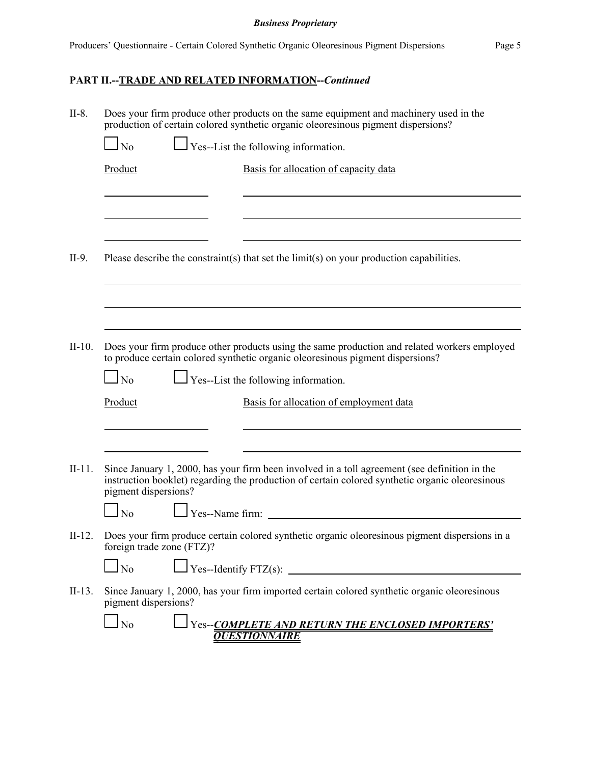## PART II.--TRADE AND RELATED INFORMATION--*Continued*

II-8. Does your firm produce other products on the same equipment and machinery used in the production of certain colored synthetic organic oleoresinous pigment dispersions?

☐ No ☐ Yes--List the following information.

| Product | Basis for allocation of capacity data |
|---|---|
| | |
| | |
| | |

II-9. Please describe the constraint(s) that set the limit(s) on your production capabilities.

\_\_\_\_\_\_\_\_\_\_\_\_\_\_\_\_\_\_\_\_\_\_\_\_\_\_\_\_\_\_\_\_\_\_\_\_\_\_\_\_

\_\_\_\_\_\_\_\_\_\_\_\_\_\_\_\_\_\_\_\_\_\_\_\_\_\_\_\_\_\_\_\_\_\_\_\_\_\_\_\_

\_\_\_\_\_\_\_\_\_\_\_\_\_\_\_\_\_\_\_\_\_\_\_\_\_\_\_\_\_\_\_\_\_\_\_\_\_\_\_\_

II-10. Does your firm produce other products using the same production and related workers employed to produce certain colored synthetic organic oleoresinous pigment dispersions?

☐ No ☐ Yes--List the following information.

| Product | Basis for allocation of employment data |
|---|---|
| | |
| | |

II-11. Since January 1, 2000, has your firm been involved in a toll agreement (see definition in the instruction booklet) regarding the production of certain colored synthetic organic oleoresinous pigment dispersions?

☐ No ☐ Yes--Name firm: \_\_\_\_\_\_\_\_\_\_\_\_\_\_\_\_\_\_\_\_\_\_\_\_\_\_

II-12. Does your firm produce certain colored synthetic organic oleoresinous pigment dispersions in a foreign trade zone (FTZ)?

☐ No ☐ Yes--Identify FTZ(s): \_\_\_\_\_\_\_\_\_\_\_\_\_\_\_\_\_\_\_\_\_\_\_\_\_\_

II-13. Since January 1, 2000, has your firm imported certain colored synthetic organic oleoresinous pigment dispersions?

☐ No ☐ Yes--***COMPLETE AND RETURN THE ENCLOSED IMPORTERS' QUESTIONNAIRE***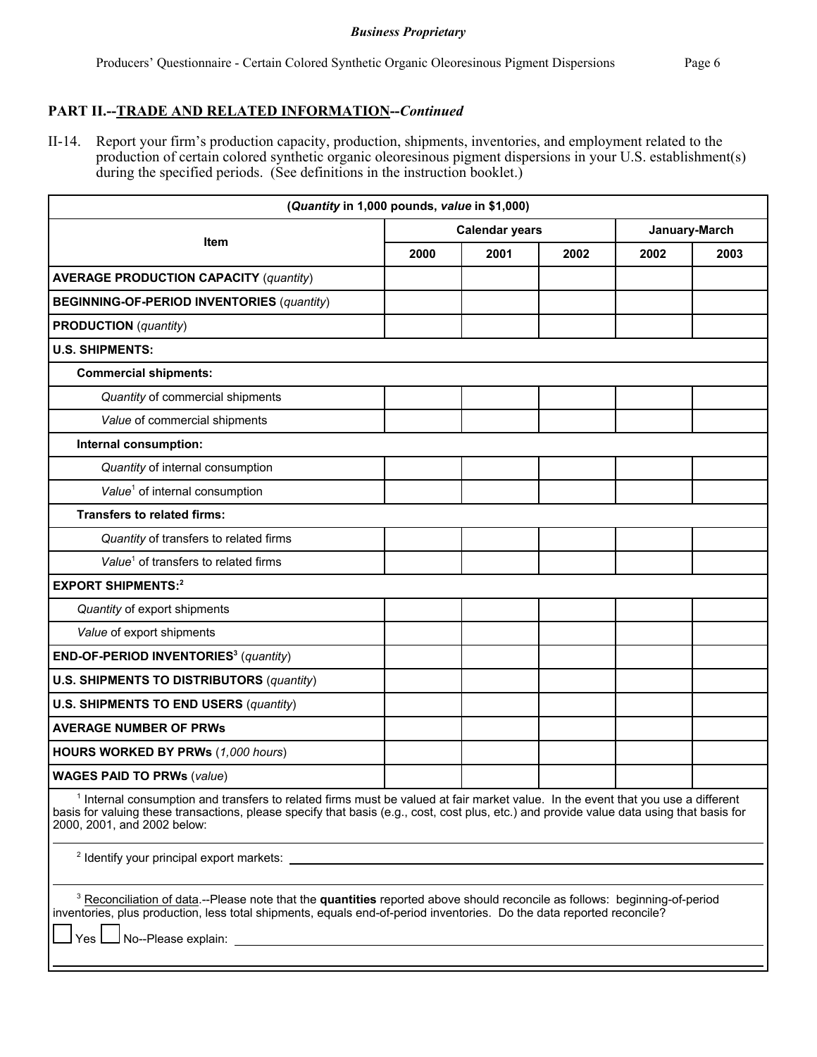## PART II.--TRADE AND RELATED INFORMATION--*Continued*

II-14. Report your firm's production capacity, production, shipments, inventories, and employment related to the production of certain colored synthetic organic oleoresinous pigment dispersions in your U.S. establishment(s) during the specified periods. (See definitions in the instruction booklet.)

| (*Quantity* in 1,000 pounds, *value* in $1,000) | | | | | |
|---|---|---|---|---|---|
| **Item** | **Calendar years** | | | **January-March** | |
| | **2000** | **2001** | **2002** | **2002** | **2003** |
| **AVERAGE PRODUCTION CAPACITY** (*quantity*) | | | | | |
| **BEGINNING-OF-PERIOD INVENTORIES** (*quantity*) | | | | | |
| **PRODUCTION** (*quantity*) | | | | | |
| **U.S. SHIPMENTS:** | | | | | |
| **Commercial shipments:** | | | | | |
| *Quantity* of commercial shipments | | | | | |
| *Value* of commercial shipments | | | | | |
| **Internal consumption:** | | | | | |
| *Quantity* of internal consumption | | | | | |
| *Value*[1] of internal consumption | | | | | |
| **Transfers to related firms:** | | | | | |
| *Quantity* of transfers to related firms | | | | | |
| *Value*[1] of transfers to related firms | | | | | |
| **EXPORT SHIPMENTS:**[2] | | | | | |
| *Quantity* of export shipments | | | | | |
| *Value* of export shipments | | | | | |
| **END-OF-PERIOD INVENTORIES**[3] (*quantity*) | | | | | |
| **U.S. SHIPMENTS TO DISTRIBUTORS** (*quantity*) | | | | | |
| **U.S. SHIPMENTS TO END USERS** (*quantity*) | | | | | |
| **AVERAGE NUMBER OF PRWs** | | | | | |
| **HOURS WORKED BY PRWs** (*1,000 hours*) | | | | | |
| **WAGES PAID TO PRWs** (*value*) | | | | | |

[1] Internal consumption and transfers to related firms must be valued at fair market value. In the event that you use a different basis for valuing these transactions, please specify that basis (e.g., cost, cost plus, etc.) and provide value data using that basis for 2000, 2001, and 2002 below:

______________________________________________________________

[2] Identify your principal export markets: ______________________________________________________________

[3] Reconciliation of data.--Please note that the **quantities** reported above should reconcile as follows: beginning-of-period inventories, plus production, less total shipments, equals end-of-period inventories. Do the data reported reconcile?

☐ Yes ☐ No--Please explain: ______________________________________________________________

______________________________________________________________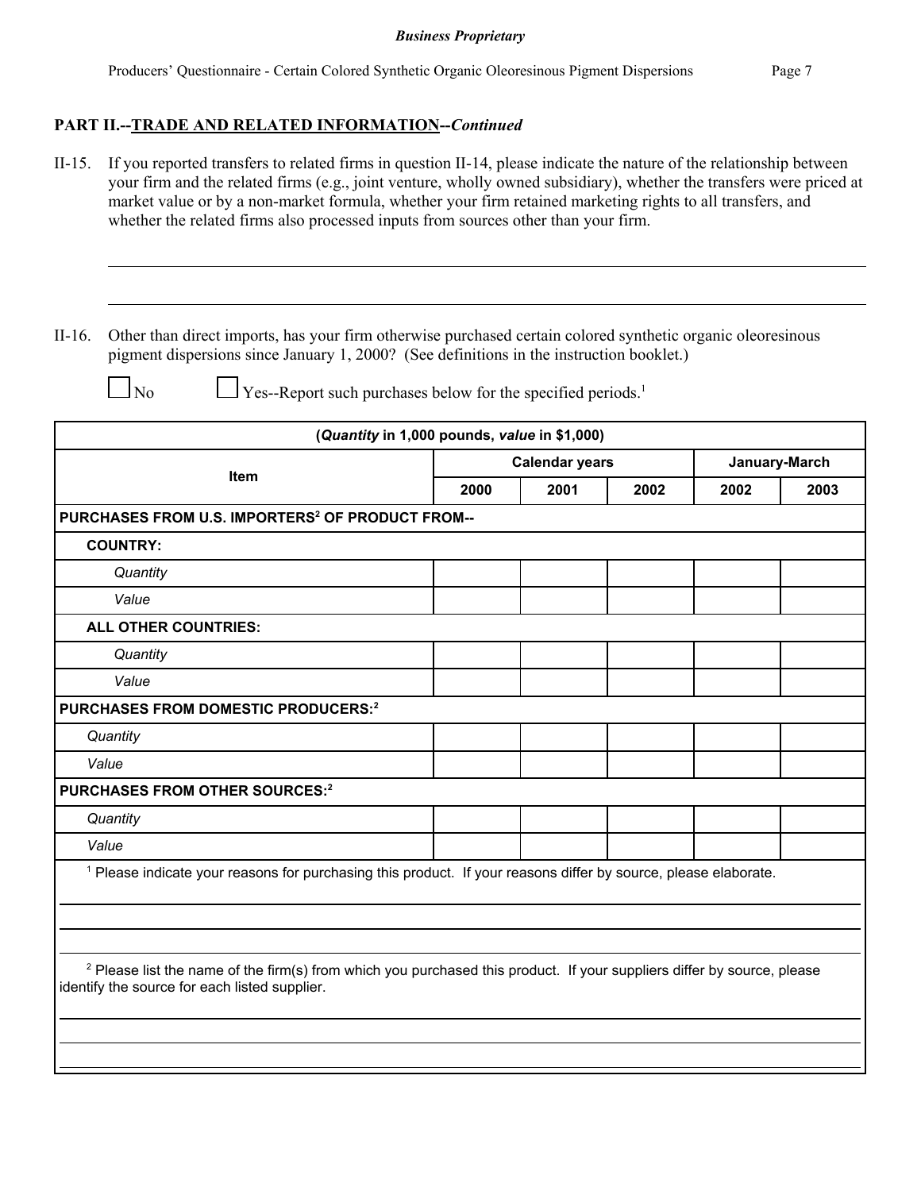## PART II.--TRADE AND RELATED INFORMATION--*Continued*

II-15. If you reported transfers to related firms in question II-14, please indicate the nature of the relationship between your firm and the related firms (e.g., joint venture, wholly owned subsidiary), whether the transfers were priced at market value or by a non-market formula, whether your firm retained marketing rights to all transfers, and whether the related firms also processed inputs from sources other than your firm.

______________________________________________________________________________

______________________________________________________________________________

II-16. Other than direct imports, has your firm otherwise purchased certain colored synthetic organic oleoresinous pigment dispersions since January 1, 2000? (See definitions in the instruction booklet.)

☐ No ☐ Yes--Report such purchases below for the specified periods.[1]

| (*Quantity* in 1,000 pounds, *value* in $1,000) | | | | | |
|---|---|---|---|---|---|
| Item | Calendar years | | | January-March | |
| | 2000 | 2001 | 2002 | 2002 | 2003 |
| **PURCHASES FROM U.S. IMPORTERS[2] OF PRODUCT FROM--** | | | | | |
| **COUNTRY:** | | | | | |
| *Quantity* | | | | | |
| *Value* | | | | | |
| **ALL OTHER COUNTRIES:** | | | | | |
| *Quantity* | | | | | |
| *Value* | | | | | |
| **PURCHASES FROM DOMESTIC PRODUCERS:[2]** | | | | | |
| *Quantity* | | | | | |
| *Value* | | | | | |
| **PURCHASES FROM OTHER SOURCES:[2]** | | | | | |
| *Quantity* | | | | | |
| *Value* | | | | | |

[1] Please indicate your reasons for purchasing this product. If your reasons differ by source, please elaborate.

______________________________________________________________________________

______________________________________________________________________________

[2] Please list the name of the firm(s) from which you purchased this product. If your suppliers differ by source, please identify the source for each listed supplier.

______________________________________________________________________________

______________________________________________________________________________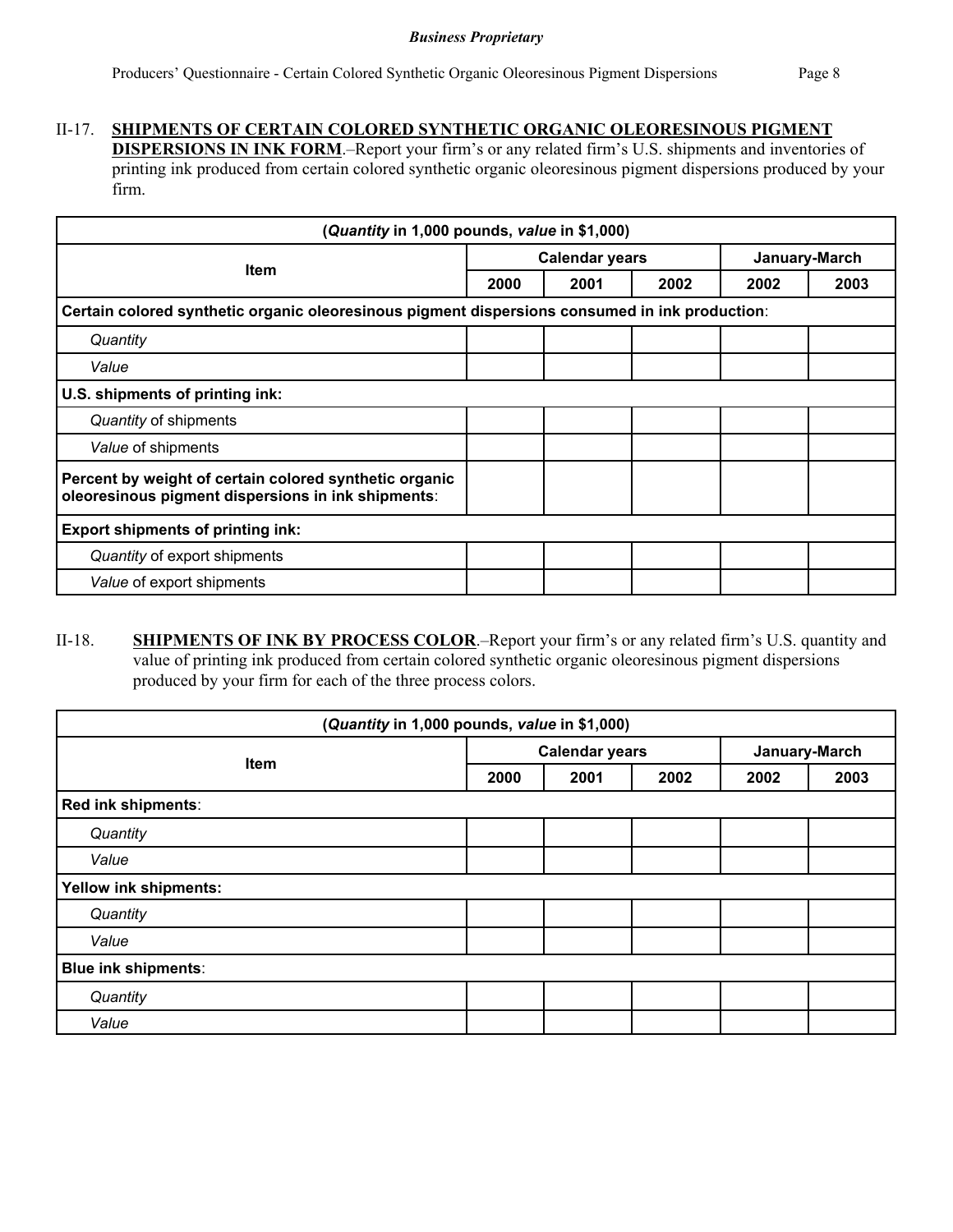II-17. **SHIPMENTS OF CERTAIN COLORED SYNTHETIC ORGANIC OLEORESINOUS PIGMENT DISPERSIONS IN INK FORM**.–Report your firm's or any related firm's U.S. shipments and inventories of printing ink produced from certain colored synthetic organic oleoresinous pigment dispersions produced by your firm.

| (*Quantity* in 1,000 pounds, *value* in $1,000) | | | | | |
|---|---|---|---|---|---|
| Item | Calendar years | | | January-March | |
| | 2000 | 2001 | 2002 | 2002 | 2003 |
| **Certain colored synthetic organic oleoresinous pigment dispersions consumed in ink production**: | | | | | |
| *Quantity* | | | | | |
| *Value* | | | | | |
| **U.S. shipments of printing ink:** | | | | | |
| *Quantity* of shipments | | | | | |
| *Value* of shipments | | | | | |
| **Percent by weight of certain colored synthetic organic oleoresinous pigment dispersions in ink shipments**: | | | | | |
| **Export shipments of printing ink:** | | | | | |
| *Quantity* of export shipments | | | | | |
| *Value* of export shipments | | | | | |

II-18. **SHIPMENTS OF INK BY PROCESS COLOR**.–Report your firm's or any related firm's U.S. quantity and value of printing ink produced from certain colored synthetic organic oleoresinous pigment dispersions produced by your firm for each of the three process colors.

| (*Quantity* in 1,000 pounds, *value* in $1,000) | | | | | |
|---|---|---|---|---|---|
| Item | Calendar years | | | January-March | |
| | 2000 | 2001 | 2002 | 2002 | 2003 |
| **Red ink shipments**: | | | | | |
| *Quantity* | | | | | |
| *Value* | | | | | |
| **Yellow ink shipments:** | | | | | |
| *Quantity* | | | | | |
| *Value* | | | | | |
| **Blue ink shipments**: | | | | | |
| *Quantity* | | | | | |
| *Value* | | | | | |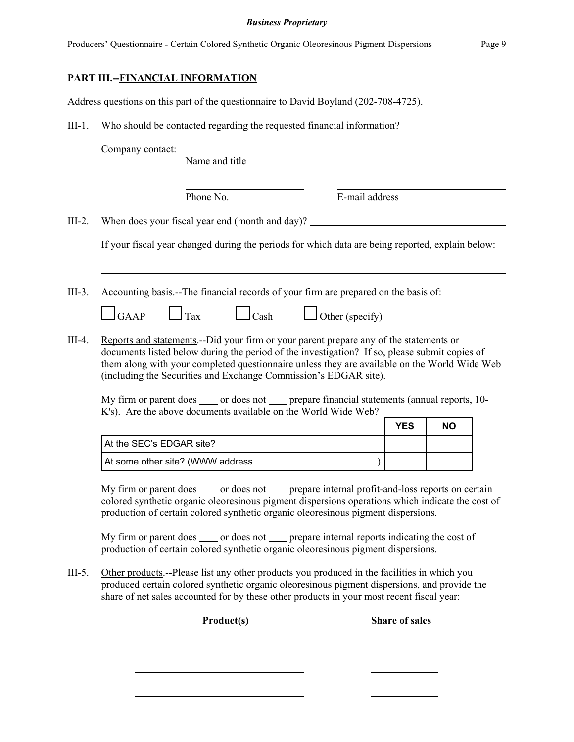## PART III.--FINANCIAL INFORMATION

Address questions on this part of the questionnaire to David Boyland (202-708-4725).

III-1. Who should be contacted regarding the requested financial information?

Company contact: ______________________________________________
Name and title

______________________ ______________________
Phone No. E-mail address

III-2. When does your fiscal year end (month and day)? ______________________

If your fiscal year changed during the periods for which data are being reported, explain below:

______________________________________________

III-3. Accounting basis.--The financial records of your firm are prepared on the basis of:

☐ GAAP ☐ Tax ☐ Cash ☐ Other (specify) ______________________

III-4. Reports and statements.--Did your firm or your parent prepare any of the statements or documents listed below during the period of the investigation? If so, please submit copies of them along with your completed questionnaire unless they are available on the World Wide Web (including the Securities and Exchange Commission's EDGAR site).

My firm or parent does ___ or does not ___ prepare financial statements (annual reports, 10-K's). Are the above documents available on the World Wide Web?

| | YES | NO |
|---|---|---|
| At the SEC's EDGAR site? | | |
| At some other site? (WWW address ______________________ ) | | |

My firm or parent does ___ or does not ___ prepare internal profit-and-loss reports on certain colored synthetic organic oleoresinous pigment dispersions operations which indicate the cost of production of certain colored synthetic organic oleoresinous pigment dispersions.

My firm or parent does ___ or does not ___ prepare internal reports indicating the cost of production of certain colored synthetic organic oleoresinous pigment dispersions.

III-5. Other products.--Please list any other products you produced in the facilities in which you produced certain colored synthetic organic oleoresinous pigment dispersions, and provide the share of net sales accounted for by these other products in your most recent fiscal year:

| **Product(s)** | **Share of sales** |
|---|---|
| ______________________ | __________ |
| ______________________ | __________ |
| ______________________ | __________ |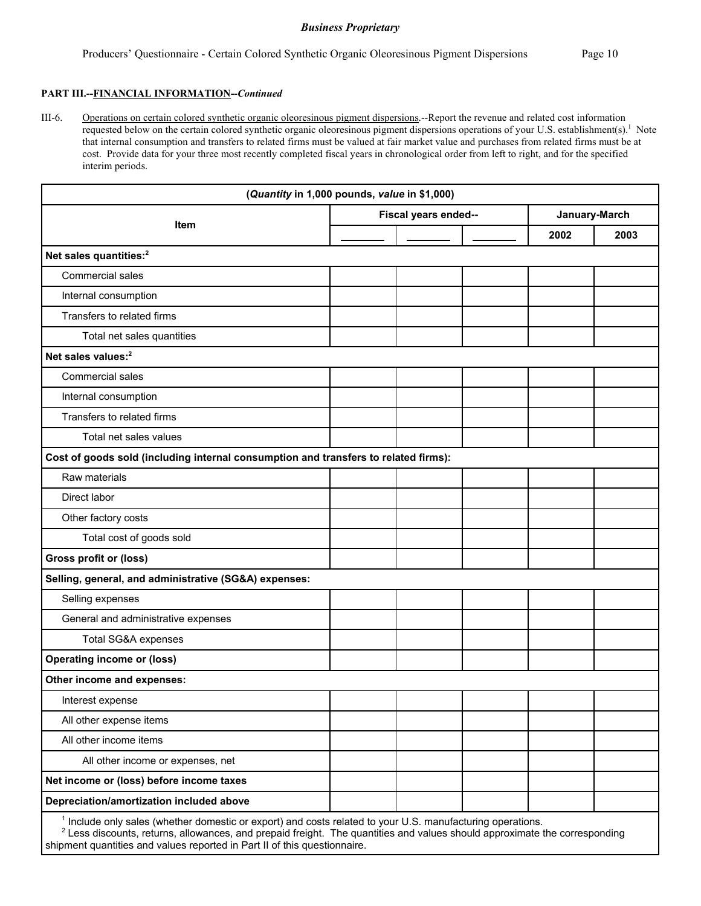**PART III.--FINANCIAL INFORMATION--*Continued***

III-6. Operations on certain colored synthetic organic oleoresinous pigment dispersions.--Report the revenue and related cost information requested below on the certain colored synthetic organic oleoresinous pigment dispersions operations of your U.S. establishment(s).[1] Note that internal consumption and transfers to related firms must be valued at fair market value and purchases from related firms must be at cost. Provide data for your three most recently completed fiscal years in chronological order from left to right, and for the specified interim periods.

| (*Quantity* in 1,000 pounds, *value* in $1,000) | | | | | |
|---|---|---|---|---|---|
| **Item** | **Fiscal years ended--** | | | **January-March** | |
| | _______ | _______ | _______ | **2002** | **2003** |
| **Net sales quantities:**[2] | | | | | |
| Commercial sales | | | | | |
| Internal consumption | | | | | |
| Transfers to related firms | | | | | |
| Total net sales quantities | | | | | |
| **Net sales values:**[2] | | | | | |
| Commercial sales | | | | | |
| Internal consumption | | | | | |
| Transfers to related firms | | | | | |
| Total net sales values | | | | | |
| **Cost of goods sold (including internal consumption and transfers to related firms):** | | | | | |
| Raw materials | | | | | |
| Direct labor | | | | | |
| Other factory costs | | | | | |
| Total cost of goods sold | | | | | |
| **Gross profit or (loss)** | | | | | |
| **Selling, general, and administrative (SG&A) expenses:** | | | | | |
| Selling expenses | | | | | |
| General and administrative expenses | | | | | |
| Total SG&A expenses | | | | | |
| **Operating income or (loss)** | | | | | |
| **Other income and expenses:** | | | | | |
| Interest expense | | | | | |
| All other expense items | | | | | |
| All other income items | | | | | |
| All other income or expenses, net | | | | | |
| **Net income or (loss) before income taxes** | | | | | |
| **Depreciation/amortization included above** | | | | | |

[1] Include only sales (whether domestic or export) and costs related to your U.S. manufacturing operations.

[2] Less discounts, returns, allowances, and prepaid freight. The quantities and values should approximate the corresponding shipment quantities and values reported in Part II of this questionnaire.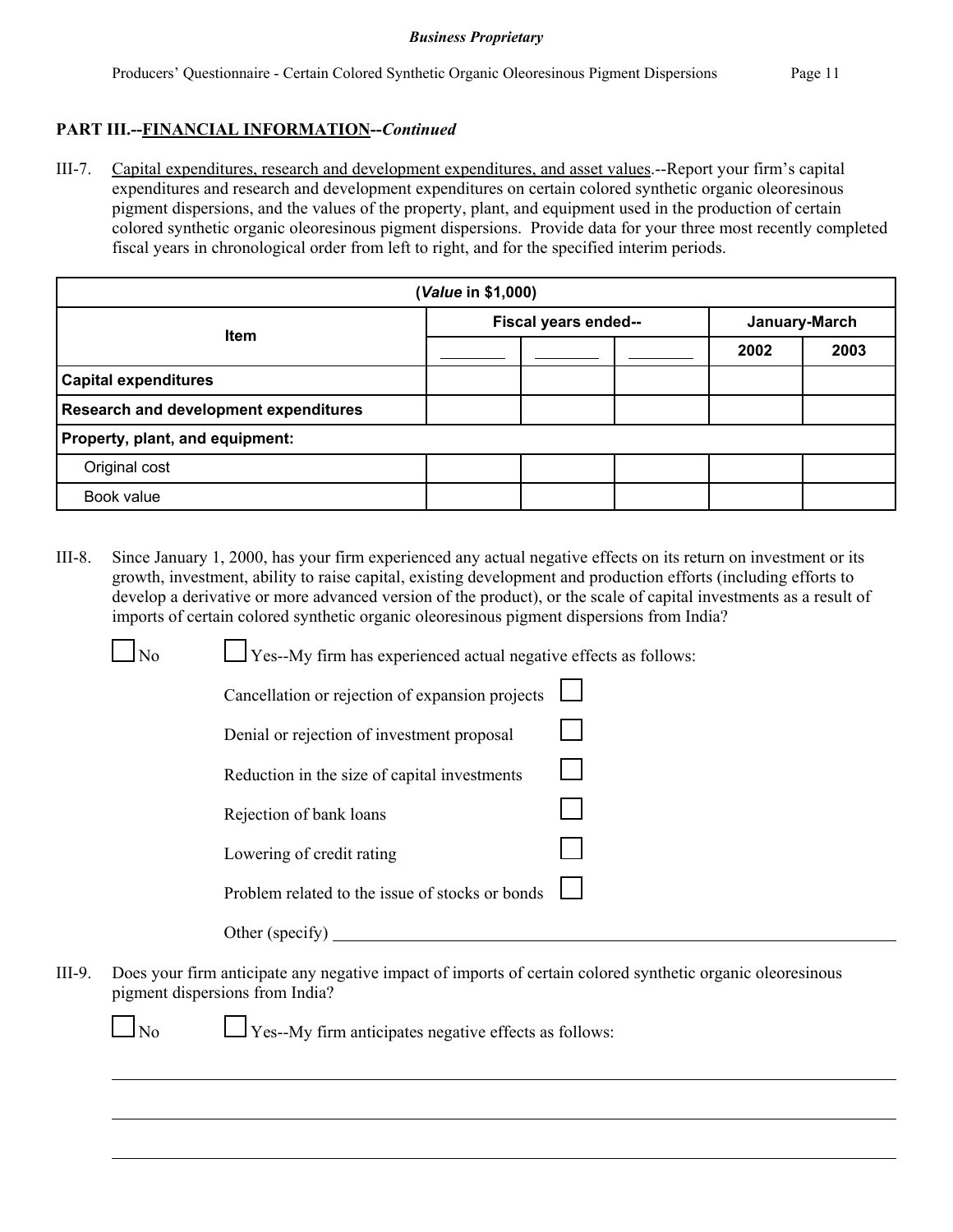## PART III.--FINANCIAL INFORMATION--*Continued*

III-7. Capital expenditures, research and development expenditures, and asset values.--Report your firm's capital expenditures and research and development expenditures on certain colored synthetic organic oleoresinous pigment dispersions, and the values of the property, plant, and equipment used in the production of certain colored synthetic organic oleoresinous pigment dispersions. Provide data for your three most recently completed fiscal years in chronological order from left to right, and for the specified interim periods.

| (*Value* in $1,000) | | | | | |
|---|---|---|---|---|---|
| Item | Fiscal years ended-- | | | January-March | |
| | ______ | ______ | ______ | 2002 | 2003 |
| **Capital expenditures** | | | | | |
| **Research and development expenditures** | | | | | |
| **Property, plant, and equipment:** | | | | | |
| Original cost | | | | | |
| Book value | | | | | |

III-8. Since January 1, 2000, has your firm experienced any actual negative effects on its return on investment or its growth, investment, ability to raise capital, existing development and production efforts (including efforts to develop a derivative or more advanced version of the product), or the scale of capital investments as a result of imports of certain colored synthetic organic oleoresinous pigment dispersions from India?

☐ No ☐ Yes--My firm has experienced actual negative effects as follows:

- Cancellation or rejection of expansion projects ☐
- Denial or rejection of investment proposal ☐
- Reduction in the size of capital investments ☐
- Rejection of bank loans ☐
- Lowering of credit rating ☐
- Problem related to the issue of stocks or bonds ☐
- Other (specify) ______________________________

III-9. Does your firm anticipate any negative impact of imports of certain colored synthetic organic oleoresinous pigment dispersions from India?

☐ No ☐ Yes--My firm anticipates negative effects as follows:

______________________________

______________________________

______________________________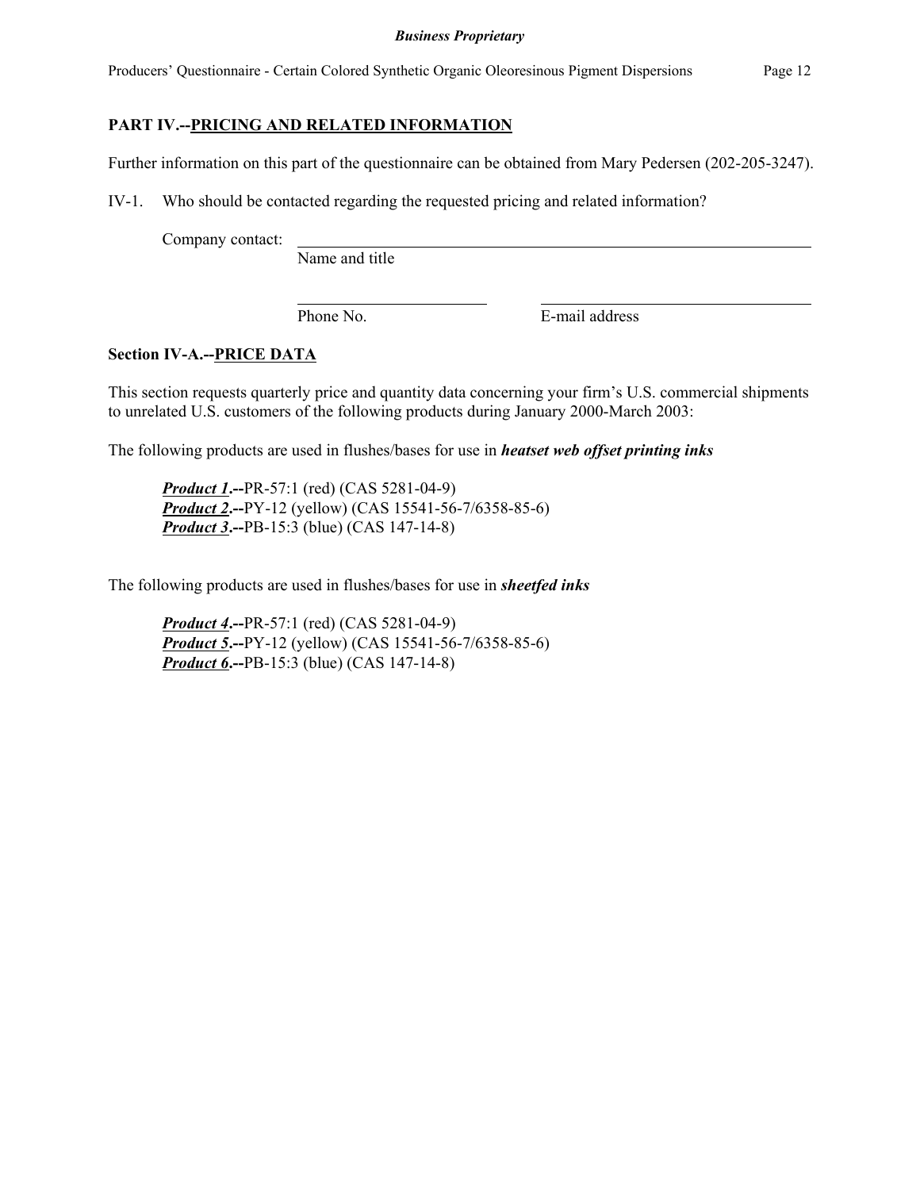## PART IV.--PRICING AND RELATED INFORMATION

Further information on this part of the questionnaire can be obtained from Mary Pedersen (202-205-3247).

IV-1. Who should be contacted regarding the requested pricing and related information?

Company contact: ______________________________________________
Name and title

______________________ ______________________________
Phone No. E-mail address

### Section IV-A.--PRICE DATA

This section requests quarterly price and quantity data concerning your firm's U.S. commercial shipments to unrelated U.S. customers of the following products during January 2000-March 2003:

The following products are used in flushes/bases for use in ***heatset web offset printing inks***

***Product 1*.--**PR-57:1 (red) (CAS 5281-04-9)
***Product 2*.--**PY-12 (yellow) (CAS 15541-56-7/6358-85-6)
***Product 3*.--**PB-15:3 (blue) (CAS 147-14-8)

The following products are used in flushes/bases for use in ***sheetfed inks***

***Product 4*.--**PR-57:1 (red) (CAS 5281-04-9)
***Product 5*.--**PY-12 (yellow) (CAS 15541-56-7/6358-85-6)
***Product 6*.--**PB-15:3 (blue) (CAS 147-14-8)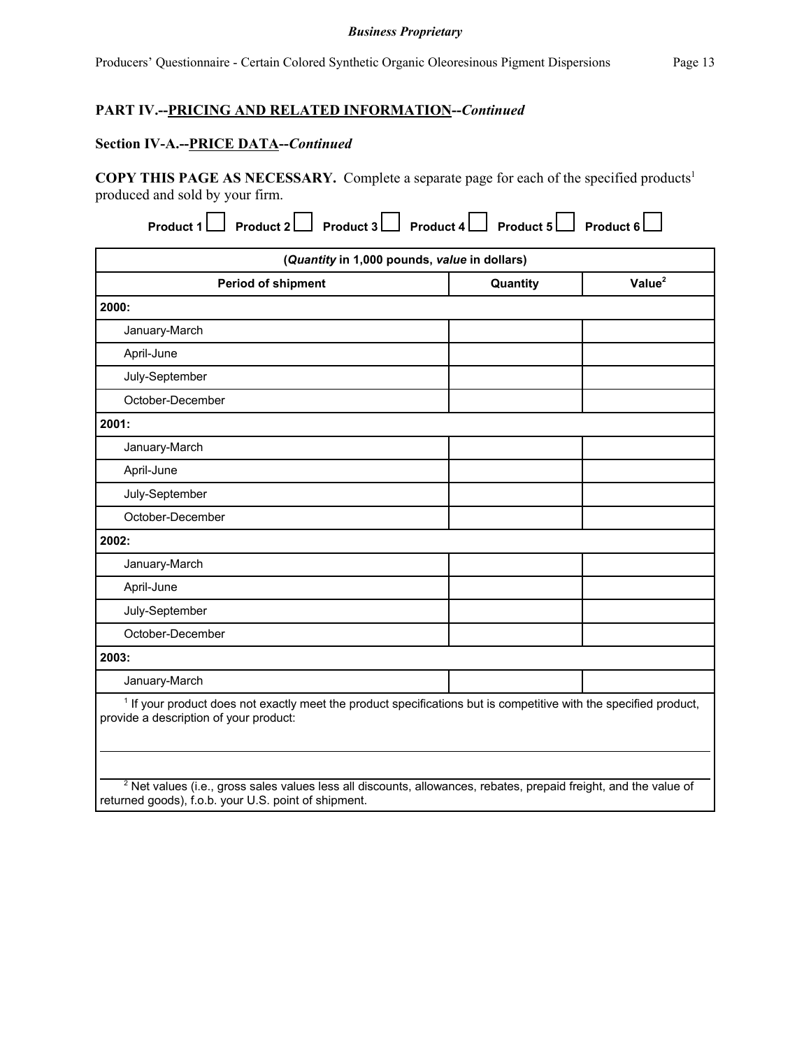**PART IV.--PRICING AND RELATED INFORMATION--*Continued***

**Section IV-A.--PRICE DATA--*Continued***

**COPY THIS PAGE AS NECESSARY.** Complete a separate page for each of the specified products[1] produced and sold by your firm.

**Product 1** ☐ **Product 2** ☐ **Product 3** ☐ **Product 4** ☐ **Product 5** ☐ **Product 6** ☐

| (*Quantity* in 1,000 pounds, *value* in dollars) | | |
|---|---|---|
| **Period of shipment** | **Quantity** | **Value[2]** |
| **2000:** | | |
| January-March | | |
| April-June | | |
| July-September | | |
| October-December | | |
| **2001:** | | |
| January-March | | |
| April-June | | |
| July-September | | |
| October-December | | |
| **2002:** | | |
| January-March | | |
| April-June | | |
| July-September | | |
| October-December | | |
| **2003:** | | |
| January-March | | |

[1] If your product does not exactly meet the product specifications but is competitive with the specified product, provide a description of your product:

[2] Net values (i.e., gross sales values less all discounts, allowances, rebates, prepaid freight, and the value of returned goods), f.o.b. your U.S. point of shipment.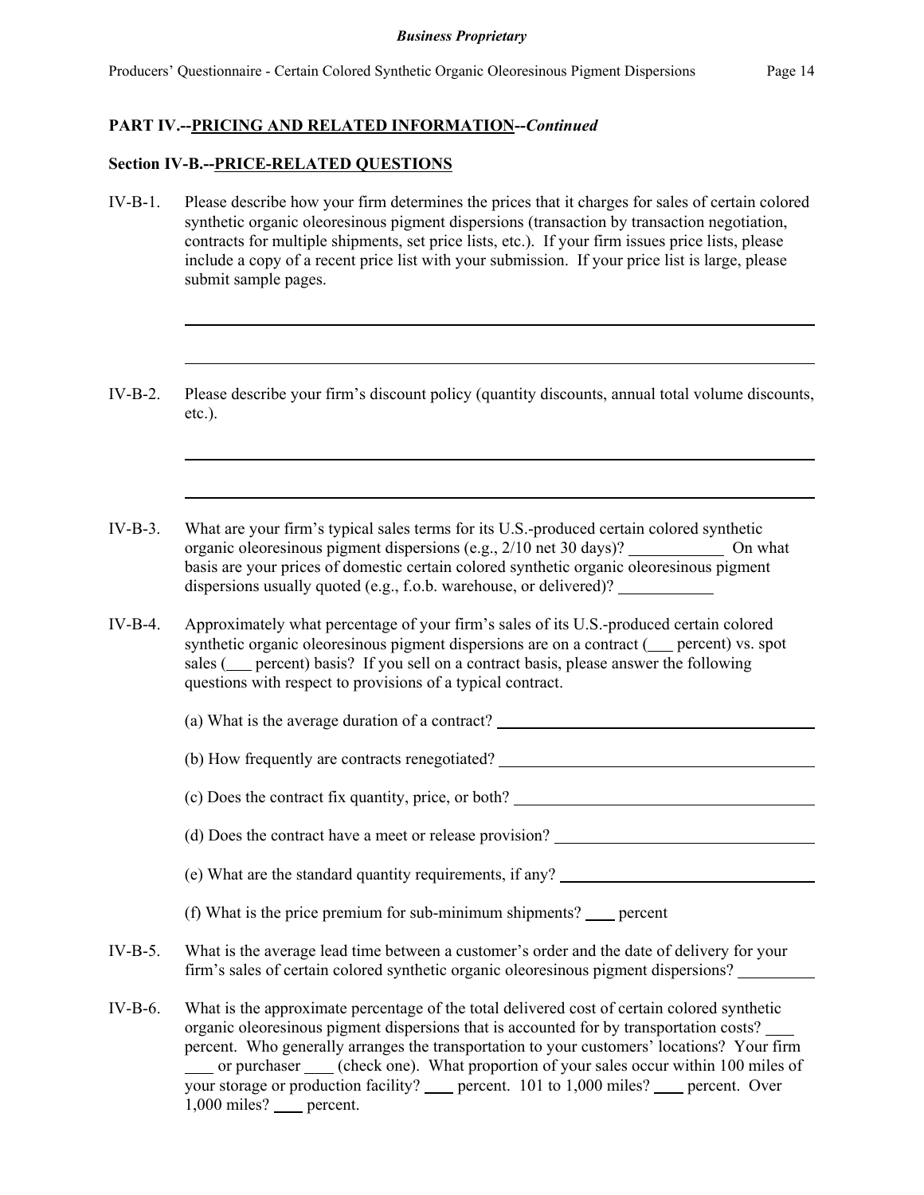**PART IV.--PRICING AND RELATED INFORMATION--*Continued***

**Section IV-B.--PRICE-RELATED QUESTIONS**

IV-B-1. Please describe how your firm determines the prices that it charges for sales of certain colored synthetic organic oleoresinous pigment dispersions (transaction by transaction negotiation, contracts for multiple shipments, set price lists, etc.). If your firm issues price lists, please include a copy of a recent price list with your submission. If your price list is large, please submit sample pages.

\_\_\_\_\_\_\_\_\_\_\_\_\_\_\_\_\_\_\_\_\_\_\_\_\_\_\_\_\_\_\_\_\_\_\_\_\_\_\_\_\_\_\_\_\_\_\_\_\_\_\_\_\_\_\_\_\_\_\_\_\_\_\_\_\_\_\_\_\_\_

\_\_\_\_\_\_\_\_\_\_\_\_\_\_\_\_\_\_\_\_\_\_\_\_\_\_\_\_\_\_\_\_\_\_\_\_\_\_\_\_\_\_\_\_\_\_\_\_\_\_\_\_\_\_\_\_\_\_\_\_\_\_\_\_\_\_\_\_\_\_

IV-B-2. Please describe your firm's discount policy (quantity discounts, annual total volume discounts, etc.).

\_\_\_\_\_\_\_\_\_\_\_\_\_\_\_\_\_\_\_\_\_\_\_\_\_\_\_\_\_\_\_\_\_\_\_\_\_\_\_\_\_\_\_\_\_\_\_\_\_\_\_\_\_\_\_\_\_\_\_\_\_\_\_\_\_\_\_\_\_\_

\_\_\_\_\_\_\_\_\_\_\_\_\_\_\_\_\_\_\_\_\_\_\_\_\_\_\_\_\_\_\_\_\_\_\_\_\_\_\_\_\_\_\_\_\_\_\_\_\_\_\_\_\_\_\_\_\_\_\_\_\_\_\_\_\_\_\_\_\_\_

IV-B-3. What are your firm's typical sales terms for its U.S.-produced certain colored synthetic organic oleoresinous pigment dispersions (e.g., 2/10 net 30 days)? \_\_\_\_\_\_\_\_\_\_\_\_ On what basis are your prices of domestic certain colored synthetic organic oleoresinous pigment dispersions usually quoted (e.g., f.o.b. warehouse, or delivered)? \_\_\_\_\_\_\_\_\_\_\_\_

IV-B-4. Approximately what percentage of your firm's sales of its U.S.-produced certain colored synthetic organic oleoresinous pigment dispersions are on a contract (\_\_\_ percent) vs. spot sales (\_\_\_ percent) basis? If you sell on a contract basis, please answer the following questions with respect to provisions of a typical contract.

(a) What is the average duration of a contract? \_\_\_\_\_\_\_\_\_\_\_\_\_\_\_\_\_\_\_\_\_\_\_\_\_\_\_\_

(b) How frequently are contracts renegotiated? \_\_\_\_\_\_\_\_\_\_\_\_\_\_\_\_\_\_\_\_\_\_\_\_\_\_\_\_

(c) Does the contract fix quantity, price, or both? \_\_\_\_\_\_\_\_\_\_\_\_\_\_\_\_\_\_\_\_\_\_\_\_\_\_\_\_

(d) Does the contract have a meet or release provision? \_\_\_\_\_\_\_\_\_\_\_\_\_\_\_\_\_\_\_\_\_\_\_\_\_\_\_\_

(e) What are the standard quantity requirements, if any? \_\_\_\_\_\_\_\_\_\_\_\_\_\_\_\_\_\_\_\_\_\_\_\_\_\_\_\_

(f) What is the price premium for sub-minimum shipments? \_\_\_\_ percent

IV-B-5. What is the average lead time between a customer's order and the date of delivery for your firm's sales of certain colored synthetic organic oleoresinous pigment dispersions? \_\_\_\_\_\_\_\_\_\_

IV-B-6. What is the approximate percentage of the total delivered cost of certain colored synthetic organic oleoresinous pigment dispersions that is accounted for by transportation costs? \_\_\_\_ percent. Who generally arranges the transportation to your customers' locations? Your firm \_\_\_\_ or purchaser \_\_\_\_ (check one). What proportion of your sales occur within 100 miles of your storage or production facility? \_\_\_\_ percent. 101 to 1,000 miles? \_\_\_\_ percent. Over 1,000 miles? \_\_\_\_ percent.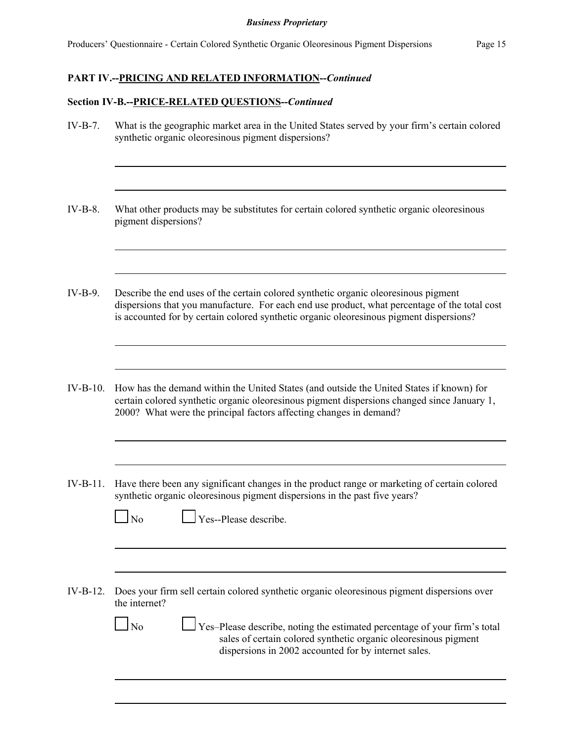**PART IV.--PRICING AND RELATED INFORMATION--*Continued***

**Section IV-B.--PRICE-RELATED QUESTIONS--*Continued***

IV-B-7. What is the geographic market area in the United States served by your firm's certain colored synthetic organic oleoresinous pigment dispersions?

\_\_\_\_\_\_\_\_\_\_\_\_\_\_\_\_\_\_\_\_\_\_\_\_\_\_\_\_\_\_\_\_\_\_\_\_\_\_\_\_\_\_\_\_\_\_\_\_\_\_\_\_\_\_\_\_\_\_\_\_\_\_\_\_\_\_\_\_\_\_\_\_\_\_\_\_

\_\_\_\_\_\_\_\_\_\_\_\_\_\_\_\_\_\_\_\_\_\_\_\_\_\_\_\_\_\_\_\_\_\_\_\_\_\_\_\_\_\_\_\_\_\_\_\_\_\_\_\_\_\_\_\_\_\_\_\_\_\_\_\_\_\_\_\_\_\_\_\_\_\_\_\_

IV-B-8. What other products may be substitutes for certain colored synthetic organic oleoresinous pigment dispersions?

\_\_\_\_\_\_\_\_\_\_\_\_\_\_\_\_\_\_\_\_\_\_\_\_\_\_\_\_\_\_\_\_\_\_\_\_\_\_\_\_\_\_\_\_\_\_\_\_\_\_\_\_\_\_\_\_\_\_\_\_\_\_\_\_\_\_\_\_\_\_\_\_\_\_\_\_

\_\_\_\_\_\_\_\_\_\_\_\_\_\_\_\_\_\_\_\_\_\_\_\_\_\_\_\_\_\_\_\_\_\_\_\_\_\_\_\_\_\_\_\_\_\_\_\_\_\_\_\_\_\_\_\_\_\_\_\_\_\_\_\_\_\_\_\_\_\_\_\_\_\_\_\_

IV-B-9. Describe the end uses of the certain colored synthetic organic oleoresinous pigment dispersions that you manufacture. For each end use product, what percentage of the total cost is accounted for by certain colored synthetic organic oleoresinous pigment dispersions?

\_\_\_\_\_\_\_\_\_\_\_\_\_\_\_\_\_\_\_\_\_\_\_\_\_\_\_\_\_\_\_\_\_\_\_\_\_\_\_\_\_\_\_\_\_\_\_\_\_\_\_\_\_\_\_\_\_\_\_\_\_\_\_\_\_\_\_\_\_\_\_\_\_\_\_\_

\_\_\_\_\_\_\_\_\_\_\_\_\_\_\_\_\_\_\_\_\_\_\_\_\_\_\_\_\_\_\_\_\_\_\_\_\_\_\_\_\_\_\_\_\_\_\_\_\_\_\_\_\_\_\_\_\_\_\_\_\_\_\_\_\_\_\_\_\_\_\_\_\_\_\_\_

IV-B-10. How has the demand within the United States (and outside the United States if known) for certain colored synthetic organic oleoresinous pigment dispersions changed since January 1, 2000? What were the principal factors affecting changes in demand?

\_\_\_\_\_\_\_\_\_\_\_\_\_\_\_\_\_\_\_\_\_\_\_\_\_\_\_\_\_\_\_\_\_\_\_\_\_\_\_\_\_\_\_\_\_\_\_\_\_\_\_\_\_\_\_\_\_\_\_\_\_\_\_\_\_\_\_\_\_\_\_\_\_\_\_\_

\_\_\_\_\_\_\_\_\_\_\_\_\_\_\_\_\_\_\_\_\_\_\_\_\_\_\_\_\_\_\_\_\_\_\_\_\_\_\_\_\_\_\_\_\_\_\_\_\_\_\_\_\_\_\_\_\_\_\_\_\_\_\_\_\_\_\_\_\_\_\_\_\_\_\_\_

IV-B-11. Have there been any significant changes in the product range or marketing of certain colored synthetic organic oleoresinous pigment dispersions in the past five years?

☐ No ☐ Yes--Please describe.

\_\_\_\_\_\_\_\_\_\_\_\_\_\_\_\_\_\_\_\_\_\_\_\_\_\_\_\_\_\_\_\_\_\_\_\_\_\_\_\_\_\_\_\_\_\_\_\_\_\_\_\_\_\_\_\_\_\_\_\_\_\_\_\_\_\_\_\_\_\_\_\_\_\_\_\_

\_\_\_\_\_\_\_\_\_\_\_\_\_\_\_\_\_\_\_\_\_\_\_\_\_\_\_\_\_\_\_\_\_\_\_\_\_\_\_\_\_\_\_\_\_\_\_\_\_\_\_\_\_\_\_\_\_\_\_\_\_\_\_\_\_\_\_\_\_\_\_\_\_\_\_\_

IV-B-12. Does your firm sell certain colored synthetic organic oleoresinous pigment dispersions over the internet?

☐ No ☐ Yes–Please describe, noting the estimated percentage of your firm's total sales of certain colored synthetic organic oleoresinous pigment dispersions in 2002 accounted for by internet sales.

\_\_\_\_\_\_\_\_\_\_\_\_\_\_\_\_\_\_\_\_\_\_\_\_\_\_\_\_\_\_\_\_\_\_\_\_\_\_\_\_\_\_\_\_\_\_\_\_\_\_\_\_\_\_\_\_\_\_\_\_\_\_\_\_\_\_\_\_\_\_\_\_\_\_\_\_

\_\_\_\_\_\_\_\_\_\_\_\_\_\_\_\_\_\_\_\_\_\_\_\_\_\_\_\_\_\_\_\_\_\_\_\_\_\_\_\_\_\_\_\_\_\_\_\_\_\_\_\_\_\_\_\_\_\_\_\_\_\_\_\_\_\_\_\_\_\_\_\_\_\_\_\_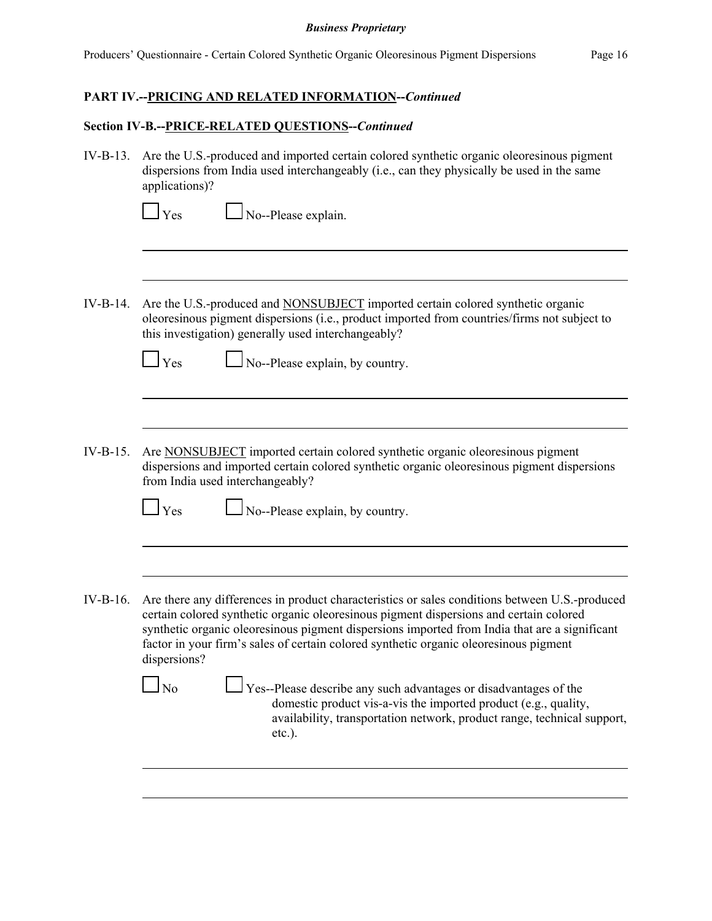**PART IV.--PRICING AND RELATED INFORMATION--*Continued***

**Section IV-B.--PRICE-RELATED QUESTIONS--*Continued***

IV-B-13. Are the U.S.-produced and imported certain colored synthetic organic oleoresinous pigment dispersions from India used interchangeably (i.e., can they physically be used in the same applications)?

☐ Yes ☐ No--Please explain.

IV-B-14. Are the U.S.-produced and NONSUBJECT imported certain colored synthetic organic oleoresinous pigment dispersions (i.e., product imported from countries/firms not subject to this investigation) generally used interchangeably?

☐ Yes ☐ No--Please explain, by country.

IV-B-15. Are NONSUBJECT imported certain colored synthetic organic oleoresinous pigment dispersions and imported certain colored synthetic organic oleoresinous pigment dispersions from India used interchangeably?

☐ Yes ☐ No--Please explain, by country.

IV-B-16. Are there any differences in product characteristics or sales conditions between U.S.-produced certain colored synthetic organic oleoresinous pigment dispersions and certain colored synthetic organic oleoresinous pigment dispersions imported from India that are a significant factor in your firm's sales of certain colored synthetic organic oleoresinous pigment dispersions?

☐ No ☐ Yes--Please describe any such advantages or disadvantages of the domestic product vis-a-vis the imported product (e.g., quality, availability, transportation network, product range, technical support, etc.).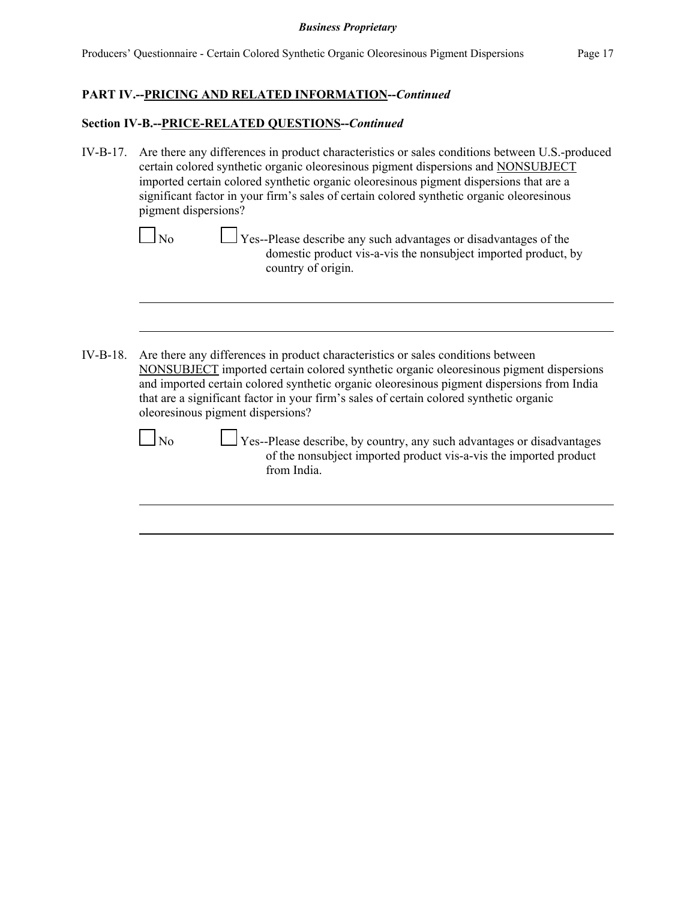## PART IV.--PRICING AND RELATED INFORMATION--*Continued*

### Section IV-B.--PRICE-RELATED QUESTIONS--*Continued*

IV-B-17. Are there any differences in product characteristics or sales conditions between U.S.-produced certain colored synthetic organic oleoresinous pigment dispersions and NONSUBJECT imported certain colored synthetic organic oleoresinous pigment dispersions that are a significant factor in your firm's sales of certain colored synthetic organic oleoresinous pigment dispersions?

☐ No ☐ Yes--Please describe any such advantages or disadvantages of the domestic product vis-a-vis the nonsubject imported product, by country of origin.

_______________________________________________

_______________________________________________

IV-B-18. Are there any differences in product characteristics or sales conditions between NONSUBJECT imported certain colored synthetic organic oleoresinous pigment dispersions and imported certain colored synthetic organic oleoresinous pigment dispersions from India that are a significant factor in your firm's sales of certain colored synthetic organic oleoresinous pigment dispersions?

☐ No ☐ Yes--Please describe, by country, any such advantages or disadvantages of the nonsubject imported product vis-a-vis the imported product from India.

_______________________________________________

_______________________________________________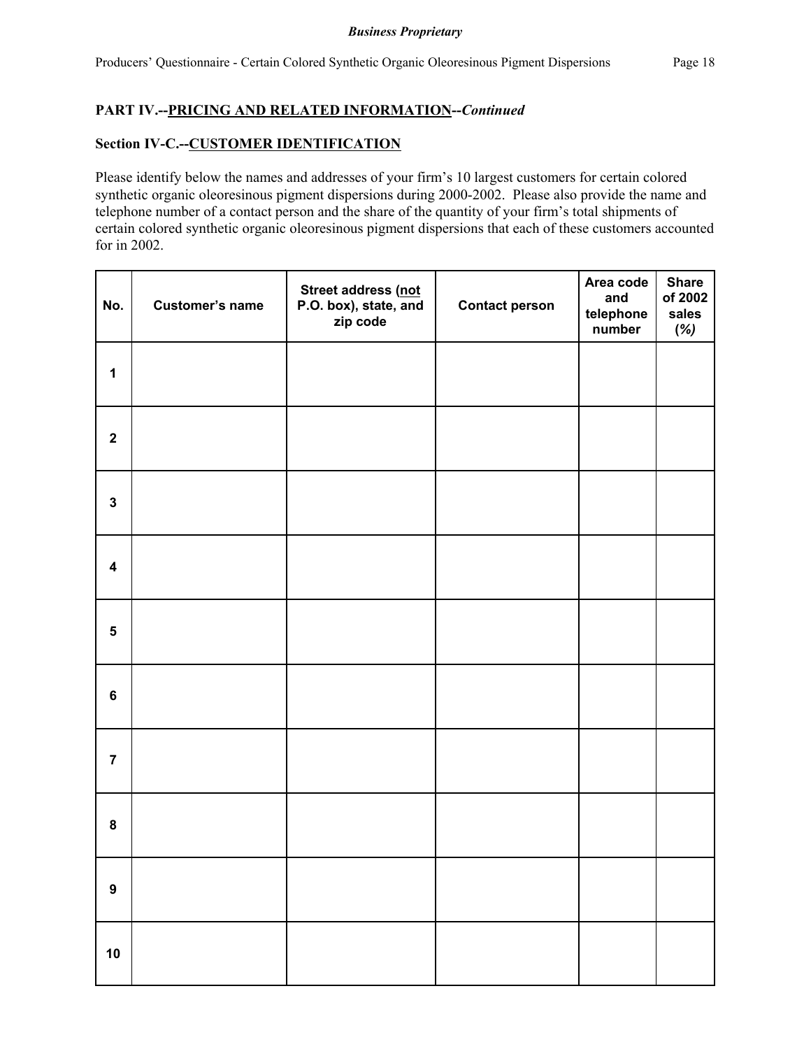## PART IV.--PRICING AND RELATED INFORMATION--*Continued*

### Section IV-C.--CUSTOMER IDENTIFICATION

Please identify below the names and addresses of your firm's 10 largest customers for certain colored synthetic organic oleoresinous pigment dispersions during 2000-2002. Please also provide the name and telephone number of a contact person and the share of the quantity of your firm's total shipments of certain colored synthetic organic oleoresinous pigment dispersions that each of these customers accounted for in 2002.

| No. | Customer's name | Street address (not P.O. box), state, and zip code | Contact person | Area code and telephone number | Share of 2002 sales *(%)* |
|---|---|---|---|---|---|
| 1 | | | | | |
| 2 | | | | | |
| 3 | | | | | |
| 4 | | | | | |
| 5 | | | | | |
| 6 | | | | | |
| 7 | | | | | |
| 8 | | | | | |
| 9 | | | | | |
| 10 | | | | | |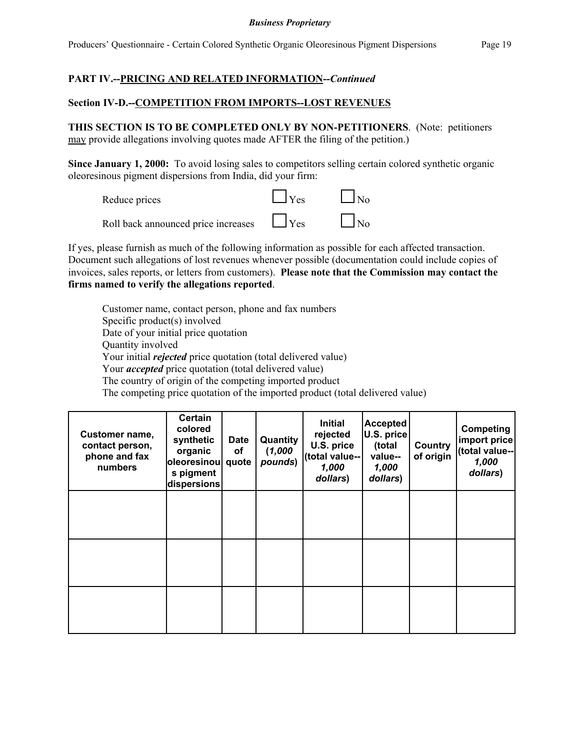**PART IV.--PRICING AND RELATED INFORMATION--*Continued***

**Section IV-D.--COMPETITION FROM IMPORTS--LOST REVENUES**

**THIS SECTION IS TO BE COMPLETED ONLY BY NON-PETITIONERS**. (Note: petitioners may provide allegations involving quotes made AFTER the filing of the petition.)

**Since January 1, 2000:** To avoid losing sales to competitors selling certain colored synthetic organic oleoresinous pigment dispersions from India, did your firm:

Reduce prices ☐ Yes ☐ No

Roll back announced price increases ☐ Yes ☐ No

If yes, please furnish as much of the following information as possible for each affected transaction. Document such allegations of lost revenues whenever possible (documentation could include copies of invoices, sales reports, or letters from customers). **Please note that the Commission may contact the firms named to verify the allegations reported**.

Customer name, contact person, phone and fax numbers
Specific product(s) involved
Date of your initial price quotation
Quantity involved
Your initial ***rejected*** price quotation (total delivered value)
Your ***accepted*** price quotation (total delivered value)
The country of origin of the competing imported product
The competing price quotation of the imported product (total delivered value)

| Customer name, contact person, phone and fax numbers | Certain colored synthetic organic oleoresinous pigment dispersions | Date of quote | Quantity (*1,000 pounds*) | Initial rejected U.S. price (total value--*1,000 dollars*) | Accepted U.S. price (total value--*1,000 dollars*) | Country of origin | Competing import price (total value--*1,000 dollars*) |
|---|---|---|---|---|---|---|---|
| | | | | | | | |
| | | | | | | | |
| | | | | | | | |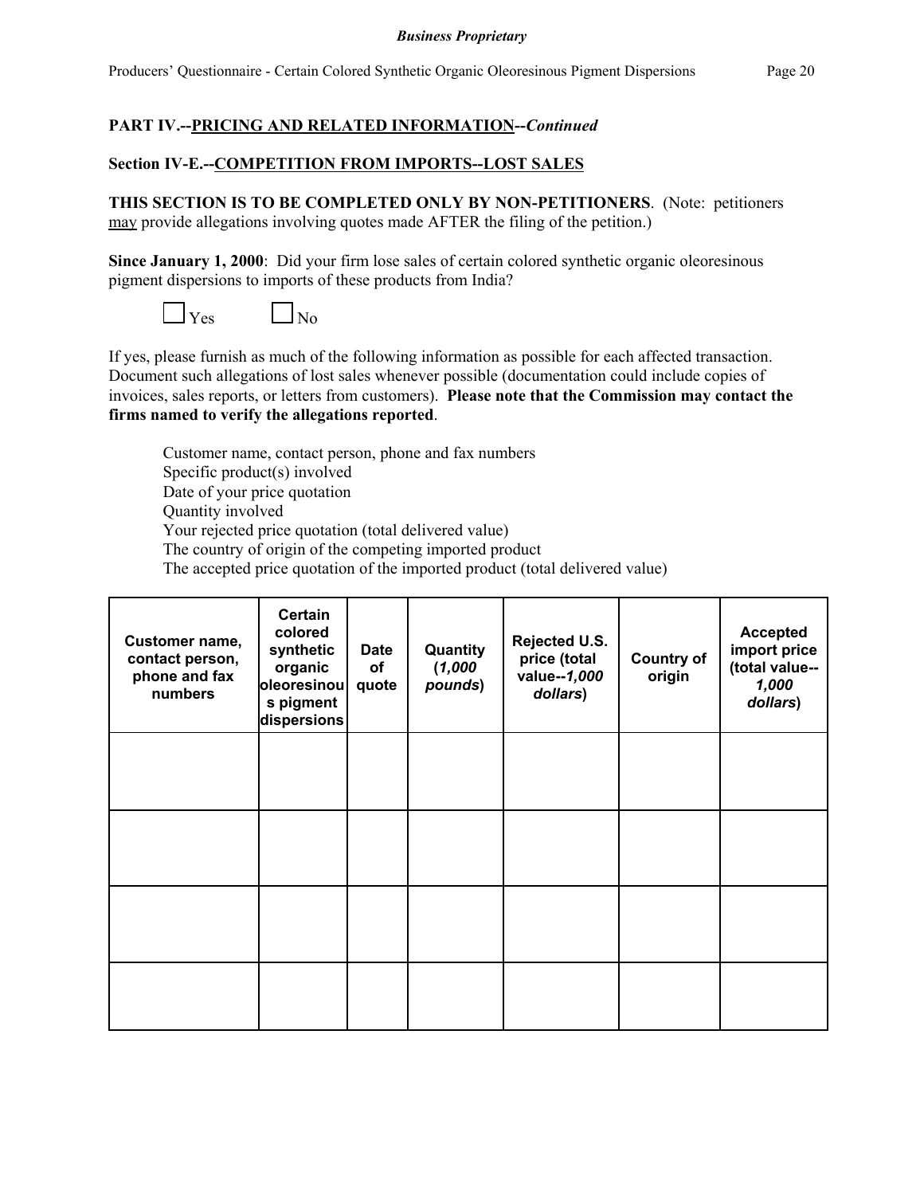**PART IV.--PRICING AND RELATED INFORMATION--*Continued***

**Section IV-E.--COMPETITION FROM IMPORTS--LOST SALES**

**THIS SECTION IS TO BE COMPLETED ONLY BY NON-PETITIONERS**. (Note: petitioners may provide allegations involving quotes made AFTER the filing of the petition.)

**Since January 1, 2000**: Did your firm lose sales of certain colored synthetic organic oleoresinous pigment dispersions to imports of these products from India?

☐ Yes ☐ No

If yes, please furnish as much of the following information as possible for each affected transaction. Document such allegations of lost sales whenever possible (documentation could include copies of invoices, sales reports, or letters from customers). **Please note that the Commission may contact the firms named to verify the allegations reported**.

Customer name, contact person, phone and fax numbers
Specific product(s) involved
Date of your price quotation
Quantity involved
Your rejected price quotation (total delivered value)
The country of origin of the competing imported product
The accepted price quotation of the imported product (total delivered value)

| Customer name, contact person, phone and fax numbers | Certain colored synthetic organic oleoresinous pigment dispersions | Date of quote | Quantity (*1,000 pounds*) | Rejected U.S. price (total value--*1,000 dollars*) | Country of origin | Accepted import price (total value--*1,000 dollars*) |
|---|---|---|---|---|---|---|
| | | | | | | |
| | | | | | | |
| | | | | | | |
| | | | | | | |